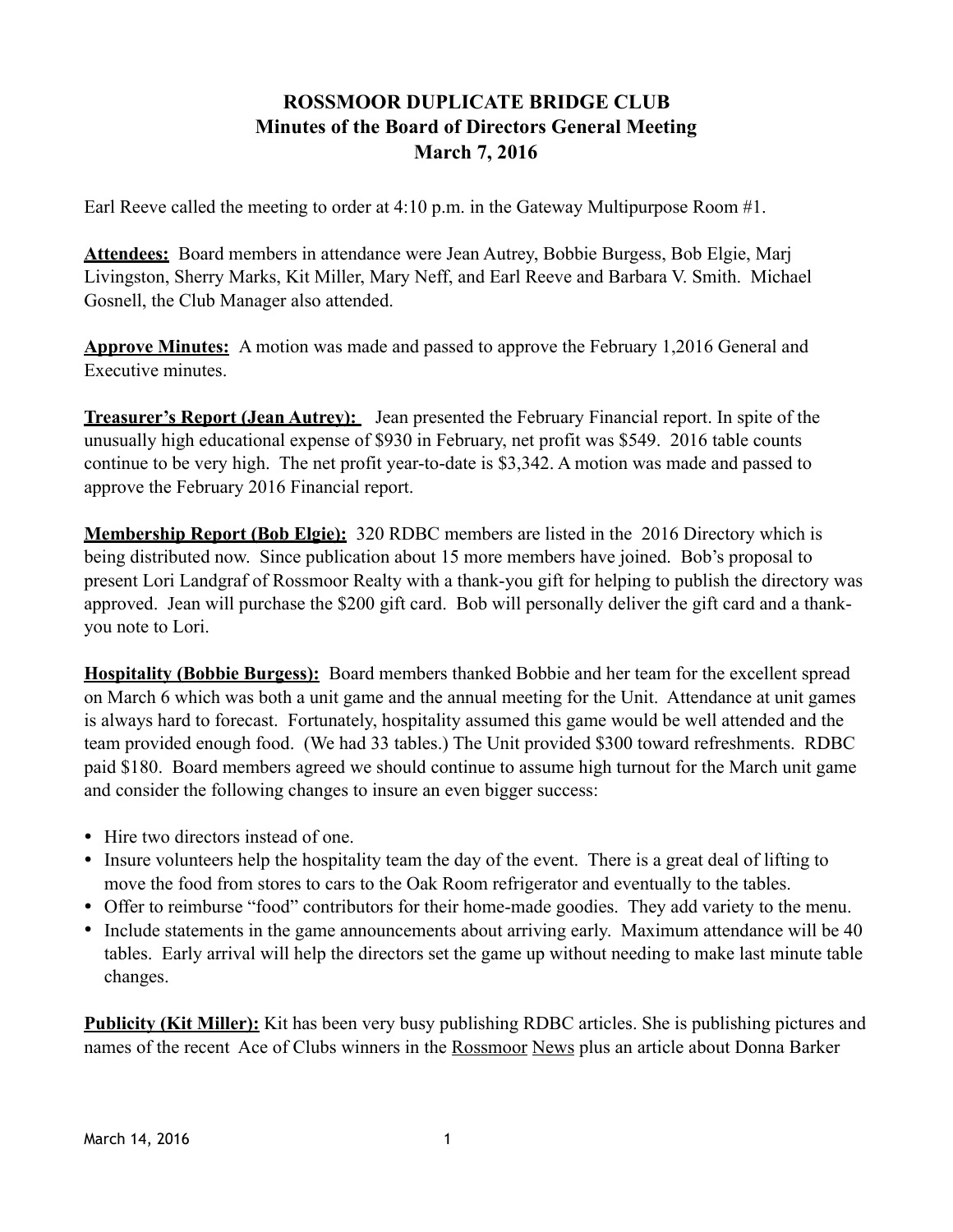# ROSSMOOR DUPLICATE BRIDGE CLUB
## Minutes of the Board of Directors General Meeting
## March 7, 2016

Earl Reeve called the meeting to order at 4:10 p.m. in the Gateway Multipurpose Room #1.

**Attendees:** Board members in attendance were Jean Autrey, Bobbie Burgess, Bob Elgie, Marj Livingston, Sherry Marks, Kit Miller, Mary Neff, and Earl Reeve and Barbara V. Smith. Michael Gosnell, the Club Manager also attended.

**Approve Minutes:** A motion was made and passed to approve the February 1,2016 General and Executive minutes.

**Treasurer's Report (Jean Autrey):** Jean presented the February Financial report. In spite of the unusually high educational expense of $930 in February, net profit was $549. 2016 table counts continue to be very high. The net profit year-to-date is $3,342. A motion was made and passed to approve the February 2016 Financial report.

**Membership Report (Bob Elgie):** 320 RDBC members are listed in the 2016 Directory which is being distributed now. Since publication about 15 more members have joined. Bob's proposal to present Lori Landgraf of Rossmoor Realty with a thank-you gift for helping to publish the directory was approved. Jean will purchase the $200 gift card. Bob will personally deliver the gift card and a thank-you note to Lori.

**Hospitality (Bobbie Burgess):** Board members thanked Bobbie and her team for the excellent spread on March 6 which was both a unit game and the annual meeting for the Unit. Attendance at unit games is always hard to forecast. Fortunately, hospitality assumed this game would be well attended and the team provided enough food. (We had 33 tables.) The Unit provided $300 toward refreshments. RDBC paid $180. Board members agreed we should continue to assume high turnout for the March unit game and consider the following changes to insure an even bigger success:

- Hire two directors instead of one.
- Insure volunteers help the hospitality team the day of the event. There is a great deal of lifting to move the food from stores to cars to the Oak Room refrigerator and eventually to the tables.
- Offer to reimburse "food" contributors for their home-made goodies. They add variety to the menu.
- Include statements in the game announcements about arriving early. Maximum attendance will be 40 tables. Early arrival will help the directors set the game up without needing to make last minute table changes.

**Publicity (Kit Miller):** Kit has been very busy publishing RDBC articles. She is publishing pictures and names of the recent Ace of Clubs winners in the Rossmoor News plus an article about Donna Barker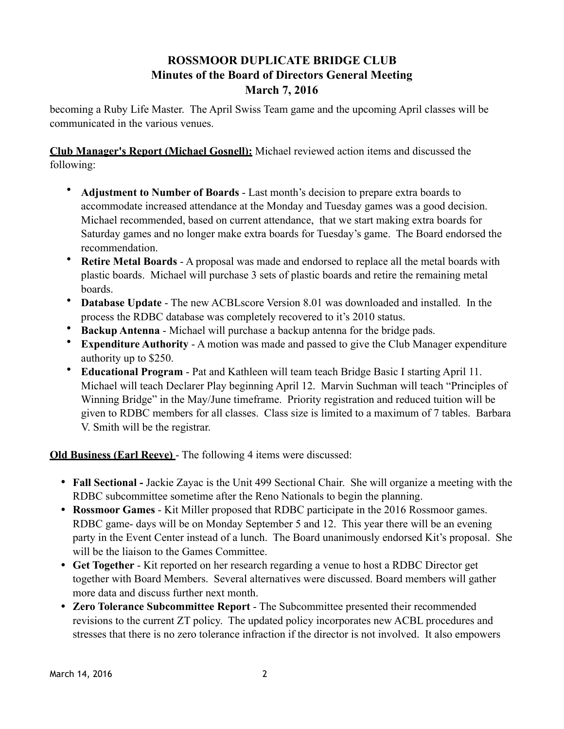# ROSSMOOR DUPLICATE BRIDGE CLUB
## Minutes of the Board of Directors General Meeting
## March 7, 2016

becoming a Ruby Life Master. The April Swiss Team game and the upcoming April classes will be communicated in the various venues.

**Club Manager's Report (Michael Gosnell):** Michael reviewed action items and discussed the following:

- **Adjustment to Number of Boards** - Last month's decision to prepare extra boards to accommodate increased attendance at the Monday and Tuesday games was a good decision. Michael recommended, based on current attendance, that we start making extra boards for Saturday games and no longer make extra boards for Tuesday's game. The Board endorsed the recommendation.
- **Retire Metal Boards** - A proposal was made and endorsed to replace all the metal boards with plastic boards. Michael will purchase 3 sets of plastic boards and retire the remaining metal boards.
- **Database Update** - The new ACBLscore Version 8.01 was downloaded and installed. In the process the RDBC database was completely recovered to it's 2010 status.
- **Backup Antenna** - Michael will purchase a backup antenna for the bridge pads.
- **Expenditure Authority** - A motion was made and passed to give the Club Manager expenditure authority up to $250.
- **Educational Program** - Pat and Kathleen will team teach Bridge Basic I starting April 11. Michael will teach Declarer Play beginning April 12. Marvin Suchman will teach "Principles of Winning Bridge" in the May/June timeframe. Priority registration and reduced tuition will be given to RDBC members for all classes. Class size is limited to a maximum of 7 tables. Barbara V. Smith will be the registrar.

**Old Business (Earl Reeve)** - The following 4 items were discussed:

- **Fall Sectional -** Jackie Zayac is the Unit 499 Sectional Chair. She will organize a meeting with the RDBC subcommittee sometime after the Reno Nationals to begin the planning.
- **Rossmoor Games** - Kit Miller proposed that RDBC participate in the 2016 Rossmoor games. RDBC game- days will be on Monday September 5 and 12. This year there will be an evening party in the Event Center instead of a lunch. The Board unanimously endorsed Kit's proposal. She will be the liaison to the Games Committee.
- **Get Together** - Kit reported on her research regarding a venue to host a RDBC Director get together with Board Members. Several alternatives were discussed. Board members will gather more data and discuss further next month.
- **Zero Tolerance Subcommittee Report** - The Subcommittee presented their recommended revisions to the current ZT policy. The updated policy incorporates new ACBL procedures and stresses that there is no zero tolerance infraction if the director is not involved. It also empowers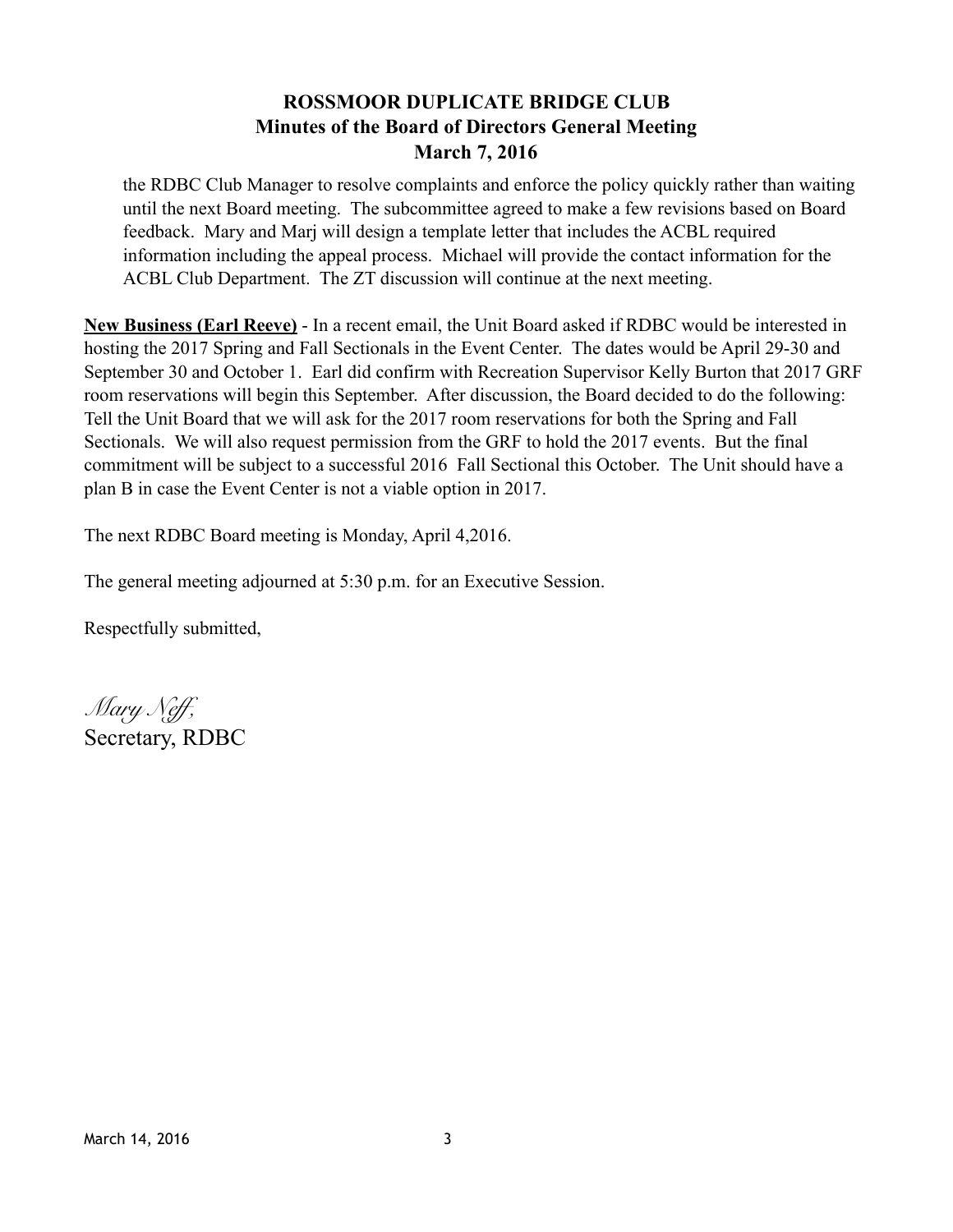the RDBC Club Manager to resolve complaints and enforce the policy quickly rather than waiting until the next Board meeting. The subcommittee agreed to make a few revisions based on Board feedback. Mary and Marj will design a template letter that includes the ACBL required information including the appeal process. Michael will provide the contact information for the ACBL Club Department. The ZT discussion will continue at the next meeting.

**New Business (Earl Reeve)** - In a recent email, the Unit Board asked if RDBC would be interested in hosting the 2017 Spring and Fall Sectionals in the Event Center. The dates would be April 29-30 and September 30 and October 1. Earl did confirm with Recreation Supervisor Kelly Burton that 2017 GRF room reservations will begin this September. After discussion, the Board decided to do the following: Tell the Unit Board that we will ask for the 2017 room reservations for both the Spring and Fall Sectionals. We will also request permission from the GRF to hold the 2017 events. But the final commitment will be subject to a successful 2016 Fall Sectional this October. The Unit should have a plan B in case the Event Center is not a viable option in 2017.

The next RDBC Board meeting is Monday, April 4,2016.

The general meeting adjourned at 5:30 p.m. for an Executive Session.

Respectfully submitted,

*Mary Neff,*
Secretary, RDBC

March 14, 2016